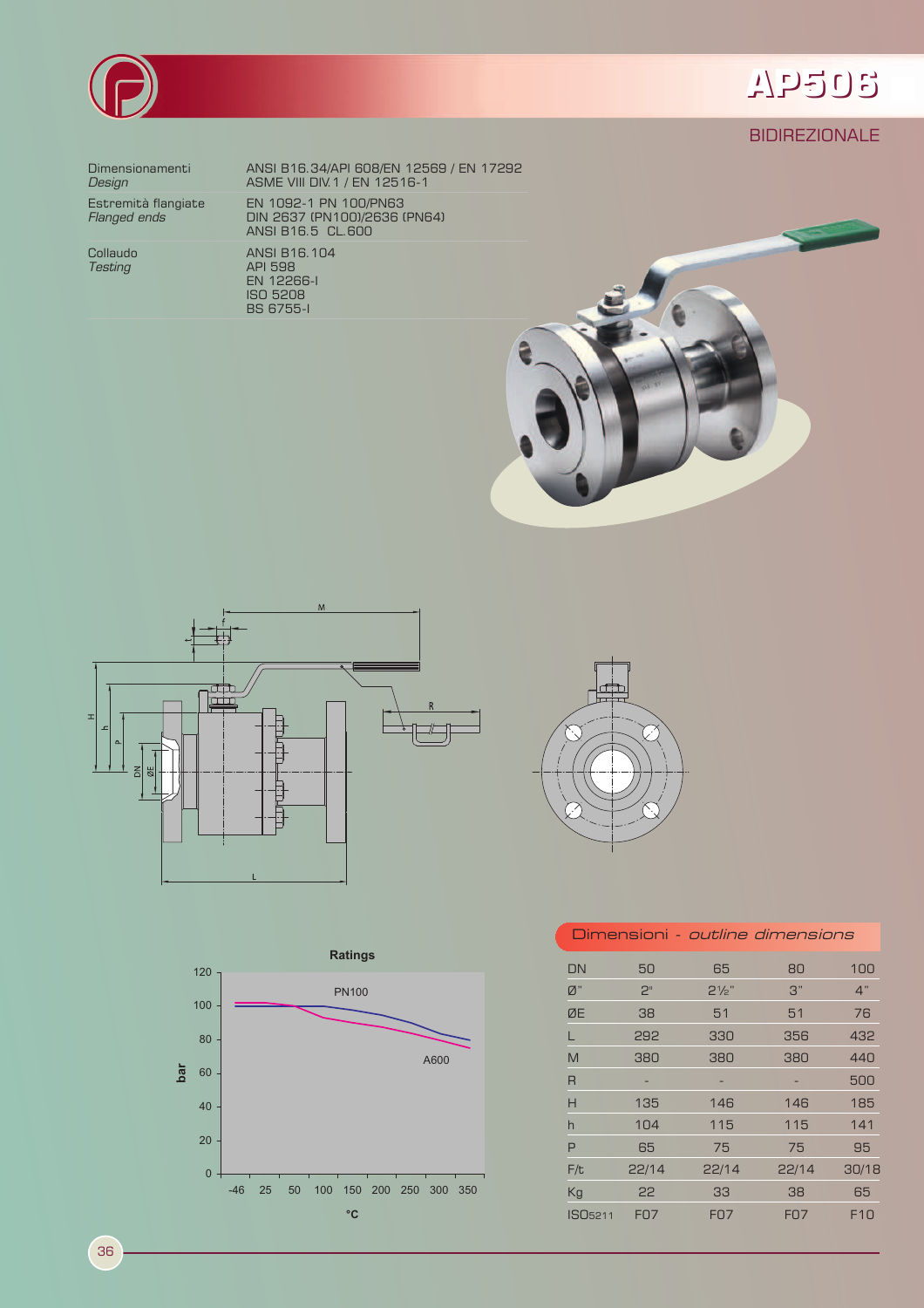# AP506

BIDIREZIONALE

| | |
|---|---|
| Dimensionamenti *Design* | ANSI B16.34/API 608/EN 12569 / EN 17292 ASME VIII DIV.1 / EN 12516-1 |
| Estremità flangiate *Flanged ends* | EN 1092-1 PN 100/PN63 DIN 2637 (PN100)/2636 (PN64) ANSI B16.5 CL.600 |
| Collaudo *Testing* | ANSI B16.104 API 598 EN 12266-I ISO 5208 BS 6755-I |

Ratings

## Dimensioni - *outline dimensions*

| DN | 50 | 65 | 80 | 100 |
|---|---|---|---|---|
| Ø" | 2" | 2½" | 3" | 4" |
| ØE | 38 | 51 | 51 | 76 |
| L | 292 | 330 | 356 | 432 |
| M | 380 | 380 | 380 | 440 |
| R | - | - | - | 500 |
| H | 135 | 146 | 146 | 185 |
| h | 104 | 115 | 115 | 141 |
| P | 65 | 75 | 75 | 95 |
| F/t | 22/14 | 22/14 | 22/14 | 30/18 |
| Kg | 22 | 33 | 38 | 65 |
| ISO5211 | F07 | F07 | F07 | F10 |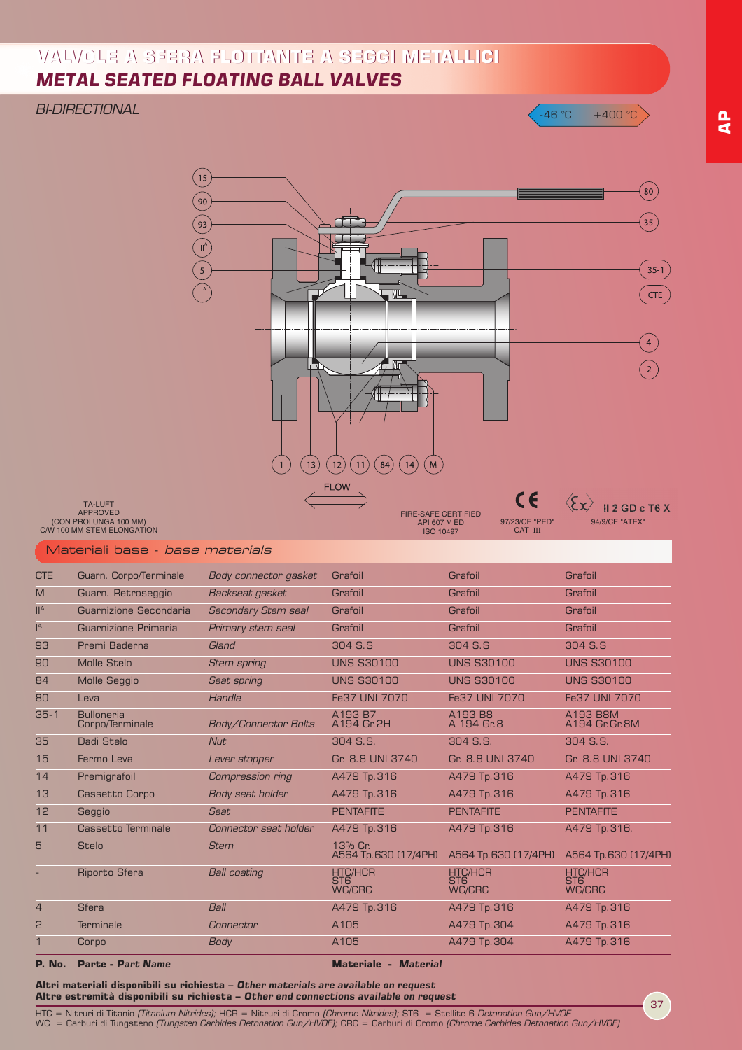# VALVOLE A SFERA FLOTTANTE A SEGGI METALLICI

## METAL SEATED FLOATING BALL VALVES

*BI-DIRECTIONAL*

-46 °C +400 °C

AP

15
90
93
II[A]
5
I[A]
80
35
35-1
CTE
4
2
1
13
12
11
84
14
M

FLOW

TA-LUFT
APPROVED
(CON PROLUNGA 100 MM)
C/W 100 MM STEM ELONGATION

FIRE-SAFE CERTIFIED
API 607 V ED
ISO 10497

CE
97/23/CE "PED"
CAT III

Ex II 2 GD c T6 X
94/9/CE "ATEX"

### Materiali base - *base materials*

| P. No. | Parte - *Part Name* | | Materiale - *Material* | | |
|---|---|---|---|---|---|
| CTE | Guarn. Corpo/Terminale | *Body connector gasket* | Grafoil | Grafoil | Grafoil |
| M | Guarn. Retroseggio | *Backseat gasket* | Grafoil | Grafoil | Grafoil |
| II[A] | Guarnizione Secondaria | *Secondary Stem seal* | Grafoil | Grafoil | Grafoil |
| I[A] | Guarnizione Primaria | *Primary stem seal* | Grafoil | Grafoil | Grafoil |
| 93 | Premi Baderna | *Gland* | 304 S.S | 304 S.S | 304 S.S |
| 90 | Molle Stelo | *Stem spring* | UNS S30100 | UNS S30100 | UNS S30100 |
| 84 | Molle Seggio | *Seat spring* | UNS S30100 | UNS S30100 | UNS S30100 |
| 80 | Leva | *Handle* | Fe37 UNI 7070 | Fe37 UNI 7070 | Fe37 UNI 7070 |
| 35-1 | Bulloneria Corpo/Terminale | *Body/Connector Bolts* | A193 B7 A194 Gr.2H | A193 B8 A 194 Gr.8 | A193 B8M A194 Gr.Gr.8M |
| 35 | Dadi Stelo | *Nut* | 304 S.S. | 304 S.S. | 304 S.S. |
| 15 | Fermo Leva | *Lever stopper* | Gr. 8.8 UNI 3740 | Gr. 8.8 UNI 3740 | Gr. 8.8 UNI 3740 |
| 14 | Premigrafoil | *Compression ring* | A479 Tp.316 | A479 Tp.316 | A479 Tp.316 |
| 13 | Cassetto Corpo | *Body seat holder* | A479 Tp.316 | A479 Tp.316 | A479 Tp.316 |
| 12 | Seggio | *Seat* | PENTAFITE | PENTAFITE | PENTAFITE |
| 11 | Cassetto Terminale | *Connector seat holder* | A479 Tp.316 | A479 Tp.316 | A479 Tp.316. |
| 5 | Stelo | *Stem* | 13% Cr. A564 Tp.630 (17/4PH) | A564 Tp.630 (17/4PH) | A564 Tp.630 (17/4PH) |
| - | Riporto Sfera | *Ball coating* | HTC/HCR ST6 WC/CRC | HTC/HCR ST6 WC/CRC | HTC/HCR ST6 WC/CRC |
| 4 | Sfera | *Ball* | A479 Tp.316 | A479 Tp.316 | A479 Tp.316 |
| 2 | Terminale | *Connector* | A105 | A479 Tp.304 | A479 Tp.316 |
| 1 | Corpo | *Body* | A105 | A479 Tp.304 | A479 Tp.316 |

**Altri materiali disponibili su richiesta – *Other materials are available on request***
**Altre estremità disponibili su richiesta – *Other end connections available on request***

HTC = Nitruri di Titanio *(Titanium Nitrides)*; HCR = Nitruri di Cromo *(Chrome Nitrides)*; ST6 = Stellite 6 *Detonation Gun/HVOF*
WC = Carburi di Tungsteno *(Tungsten Carbides Detonation Gun/HVOF)*; CRC = Carburi di Cromo *(Chrome Carbides Detonation Gun/HVOF)*